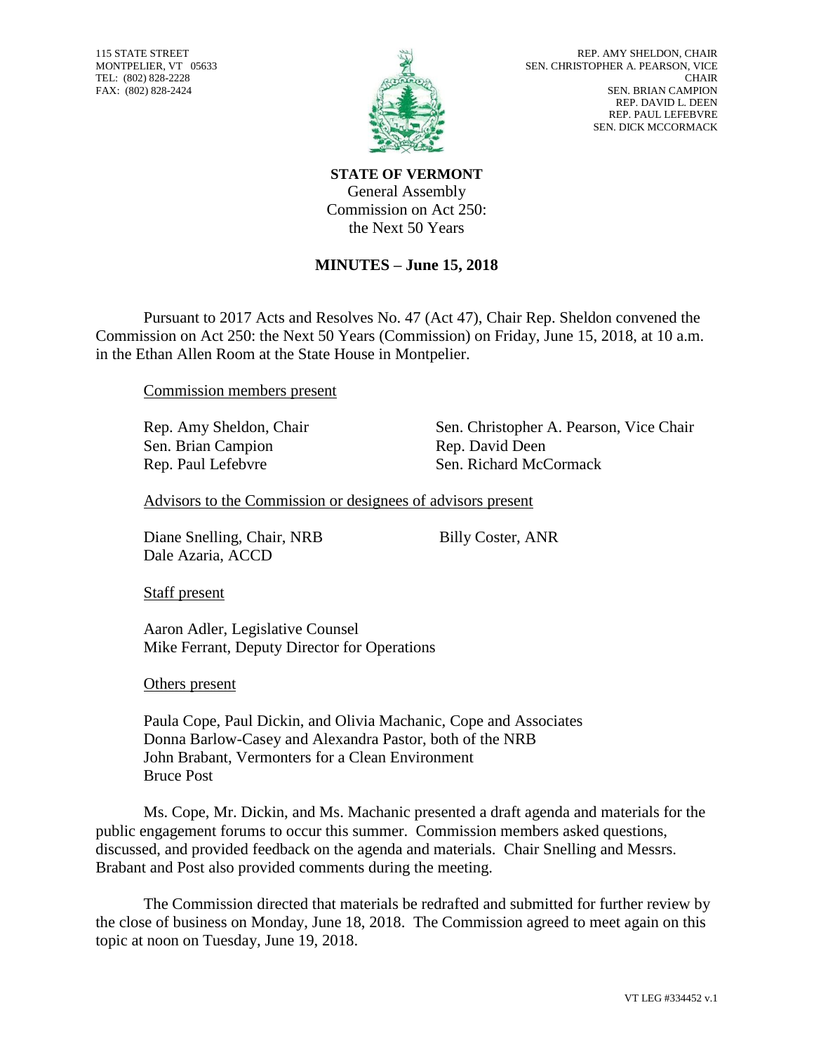115 STATE STREET
MONTPELIER, VT 05633
TEL: (802) 828-2228
FAX: (802) 828-2424

REP. AMY SHELDON, CHAIR
SEN. CHRISTOPHER A. PEARSON, VICE CHAIR
SEN. BRIAN CAMPION
REP. DAVID L. DEEN
REP. PAUL LEFEBVRE
SEN. DICK MCCORMACK

**STATE OF VERMONT**
General Assembly
Commission on Act 250:
the Next 50 Years

## MINUTES – June 15, 2018

Pursuant to 2017 Acts and Resolves No. 47 (Act 47), Chair Rep. Sheldon convened the Commission on Act 250: the Next 50 Years (Commission) on Friday, June 15, 2018, at 10 a.m. in the Ethan Allen Room at the State House in Montpelier.

Commission members present

Rep. Amy Sheldon, Chair
Sen. Christopher A. Pearson, Vice Chair
Sen. Brian Campion
Rep. David Deen
Rep. Paul Lefebvre
Sen. Richard McCormack

Advisors to the Commission or designees of advisors present

Diane Snelling, Chair, NRB
Billy Coster, ANR
Dale Azaria, ACCD

Staff present

Aaron Adler, Legislative Counsel
Mike Ferrant, Deputy Director for Operations

Others present

Paula Cope, Paul Dickin, and Olivia Machanic, Cope and Associates
Donna Barlow-Casey and Alexandra Pastor, both of the NRB
John Brabant, Vermonters for a Clean Environment
Bruce Post

Ms. Cope, Mr. Dickin, and Ms. Machanic presented a draft agenda and materials for the public engagement forums to occur this summer. Commission members asked questions, discussed, and provided feedback on the agenda and materials. Chair Snelling and Messrs. Brabant and Post also provided comments during the meeting.

The Commission directed that materials be redrafted and submitted for further review by the close of business on Monday, June 18, 2018. The Commission agreed to meet again on this topic at noon on Tuesday, June 19, 2018.

VT LEG #334452 v.1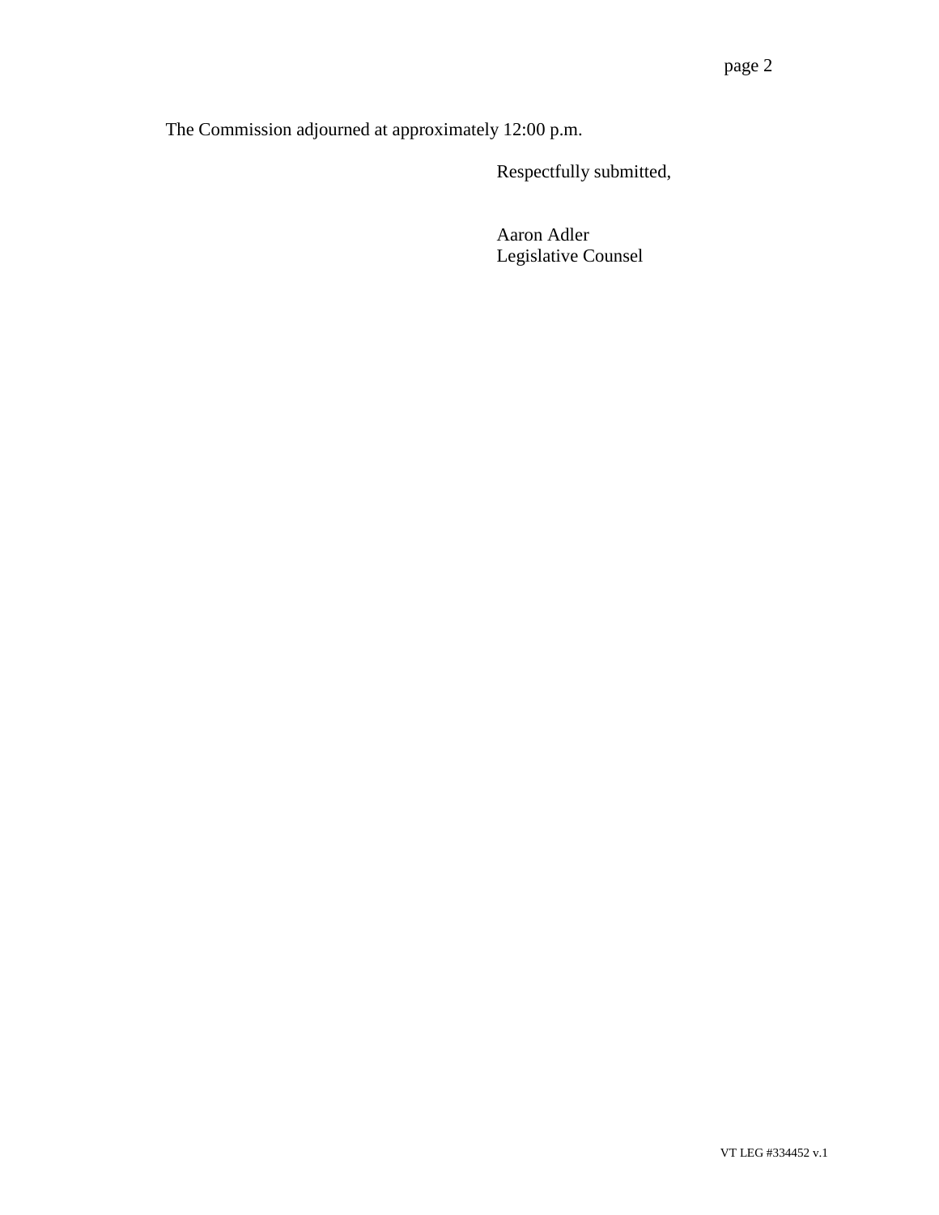The Commission adjourned at approximately 12:00 p.m.

Respectfully submitted,

Aaron Adler
Legislative Counsel

VT LEG #334452 v.1